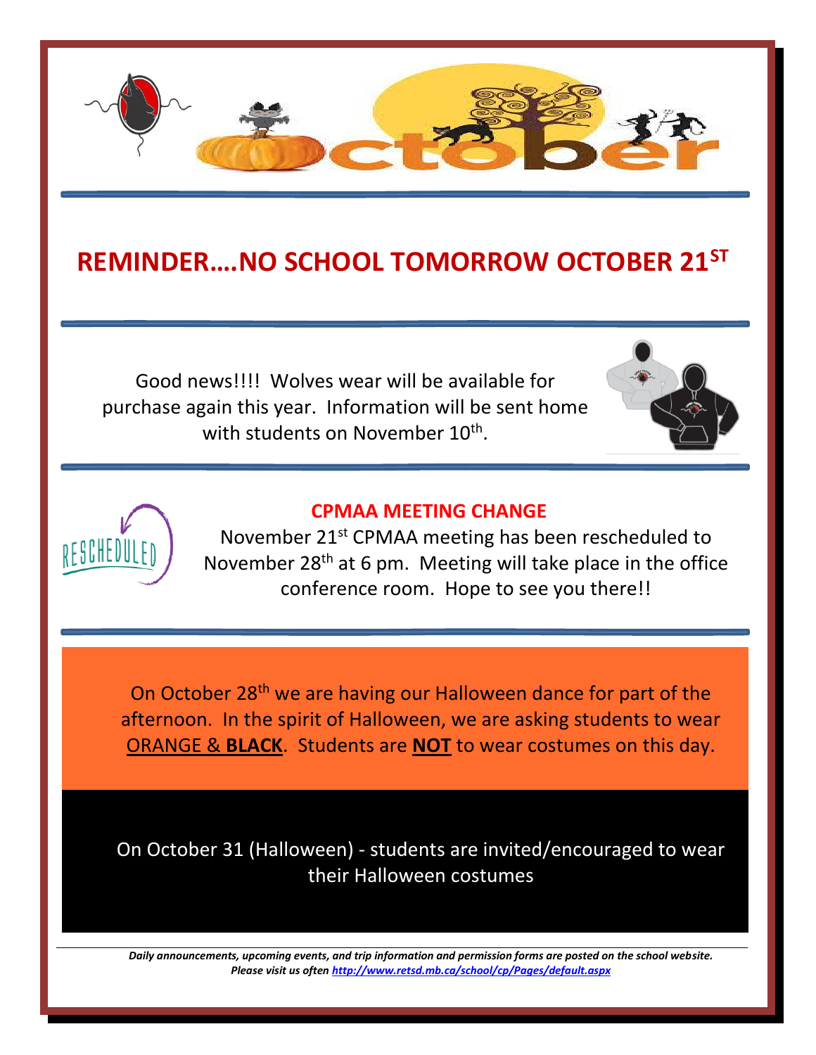# October

## REMINDER….NO SCHOOL TOMORROW OCTOBER 21ST

Good news!!!! Wolves wear will be available for purchase again this year. Information will be sent home with students on November 10th.

### CPMAA MEETING CHANGE

November 21st CPMAA meeting has been rescheduled to November 28th at 6 pm. Meeting will take place in the office conference room. Hope to see you there!!

On October 28th we are having our Halloween dance for part of the afternoon. In the spirit of Halloween, we are asking students to wear ORANGE & **BLACK**. Students are **NOT** to wear costumes on this day.

On October 31 (Halloween) - students are invited/encouraged to wear their Halloween costumes

***Daily announcements, upcoming events, and trip information and permission forms are posted on the school website. Please visit us often http://www.retsd.mb.ca/school/cp/Pages/default.aspx***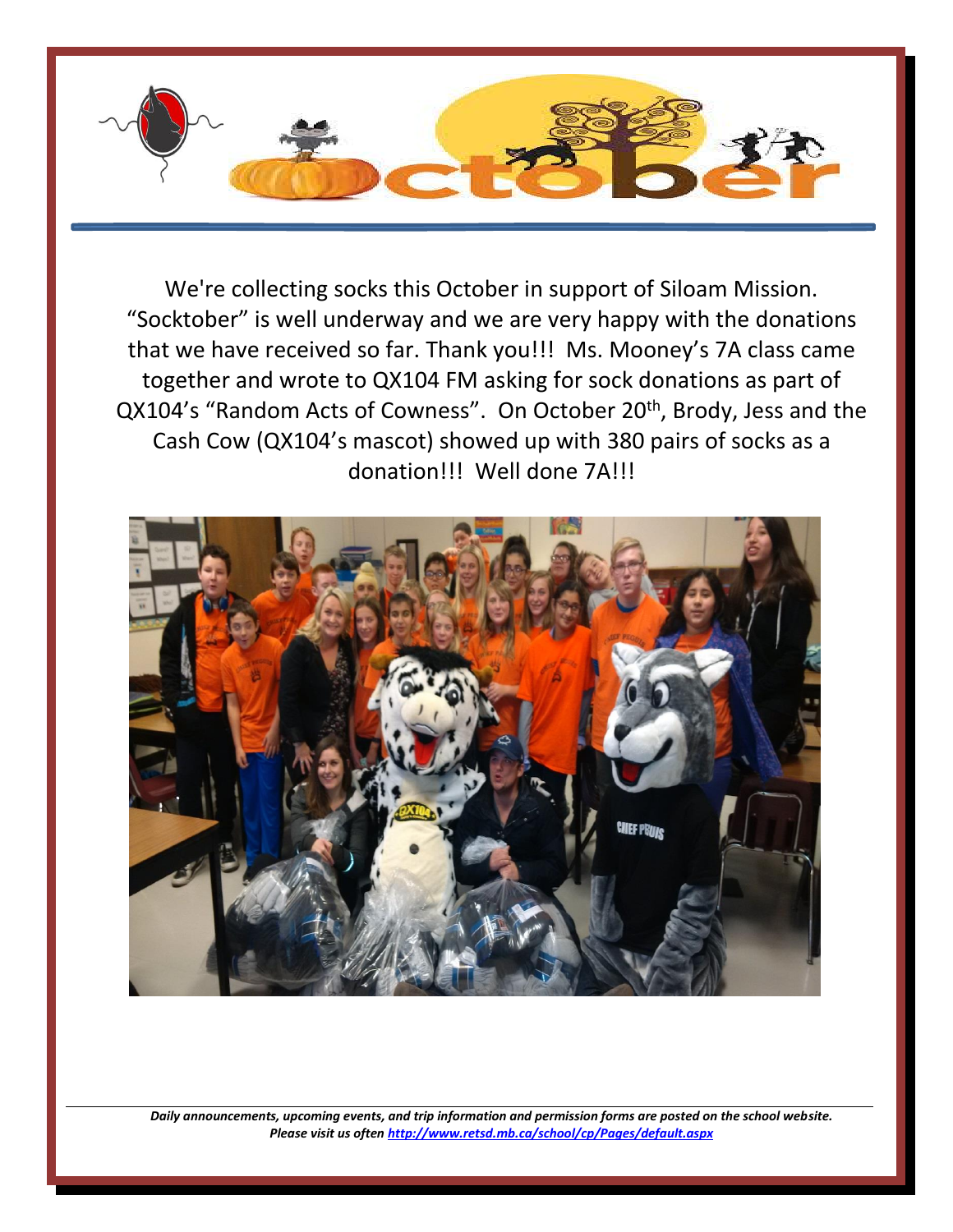# October

We're collecting socks this October in support of Siloam Mission. "Socktober" is well underway and we are very happy with the donations that we have received so far. Thank you!!! Ms. Mooney's 7A class came together and wrote to QX104 FM asking for sock donations as part of QX104's "Random Acts of Cowness". On October 20th, Brody, Jess and the Cash Cow (QX104's mascot) showed up with 380 pairs of socks as a donation!!! Well done 7A!!!

*Daily announcements, upcoming events, and trip information and permission forms are posted on the school website. Please visit us often [http://www.retsd.mb.ca/school/cp/Pages/default.aspx](http://www.retsd.mb.ca/school/cp/Pages/default.aspx)*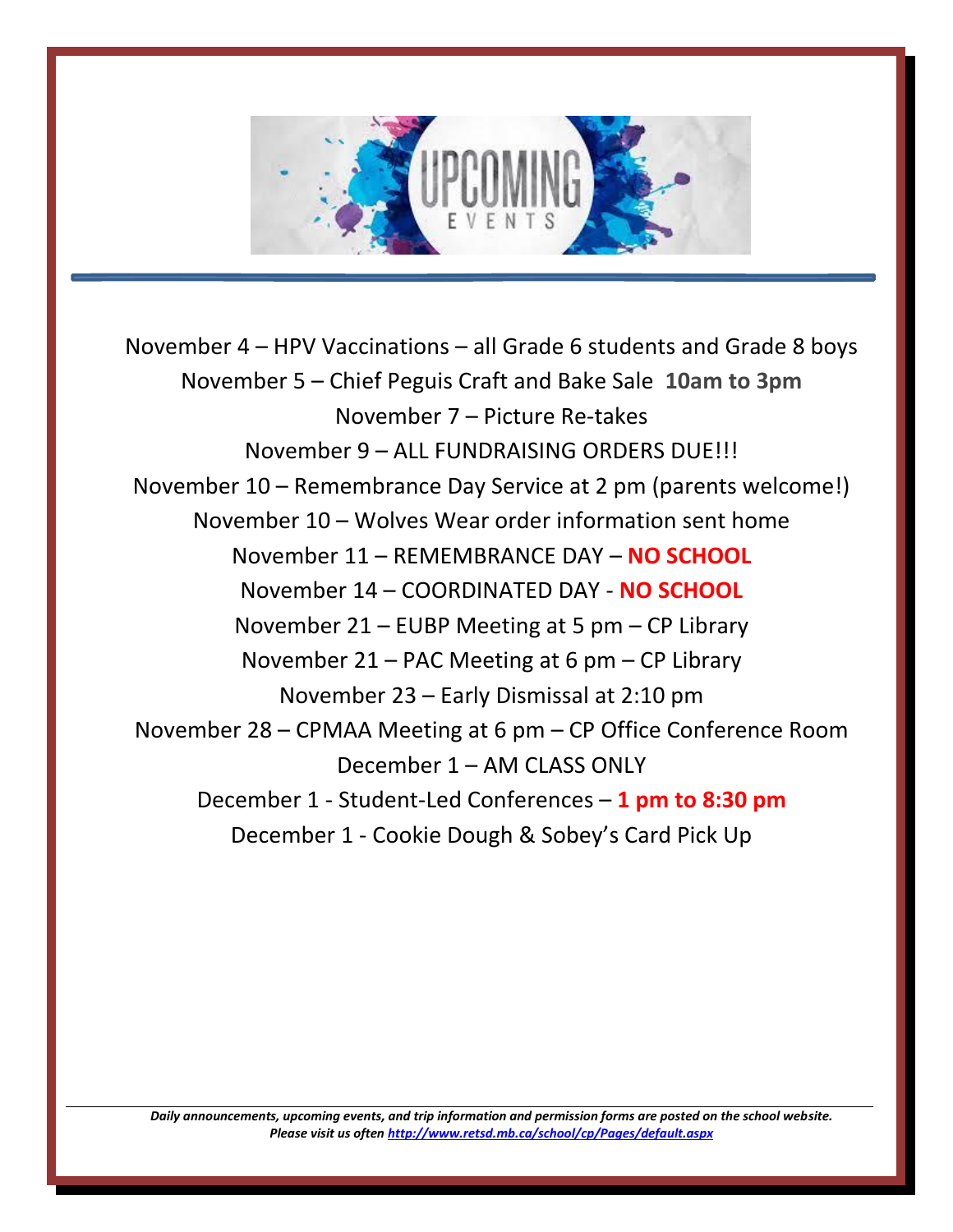# UPCOMING EVENTS

November 4 – HPV Vaccinations – all Grade 6 students and Grade 8 boys

November 5 – Chief Peguis Craft and Bake Sale **10am to 3pm**

November 7 – Picture Re-takes

November 9 – ALL FUNDRAISING ORDERS DUE!!!

November 10 – Remembrance Day Service at 2 pm (parents welcome!)

November 10 – Wolves Wear order information sent home

November 11 – REMEMBRANCE DAY – **NO SCHOOL**

November 14 – COORDINATED DAY - **NO SCHOOL**

November 21 – EUBP Meeting at 5 pm – CP Library

November 21 – PAC Meeting at 6 pm – CP Library

November 23 – Early Dismissal at 2:10 pm

November 28 – CPMAA Meeting at 6 pm – CP Office Conference Room

December 1 – AM CLASS ONLY

December 1 - Student-Led Conferences – **1 pm to 8:30 pm**

December 1 - Cookie Dough & Sobey's Card Pick Up

---

***Daily announcements, upcoming events, and trip information and permission forms are posted on the school website.***
***Please visit us often [http://www.retsd.mb.ca/school/cp/Pages/default.aspx](http://www.retsd.mb.ca/school/cp/Pages/default.aspx)***